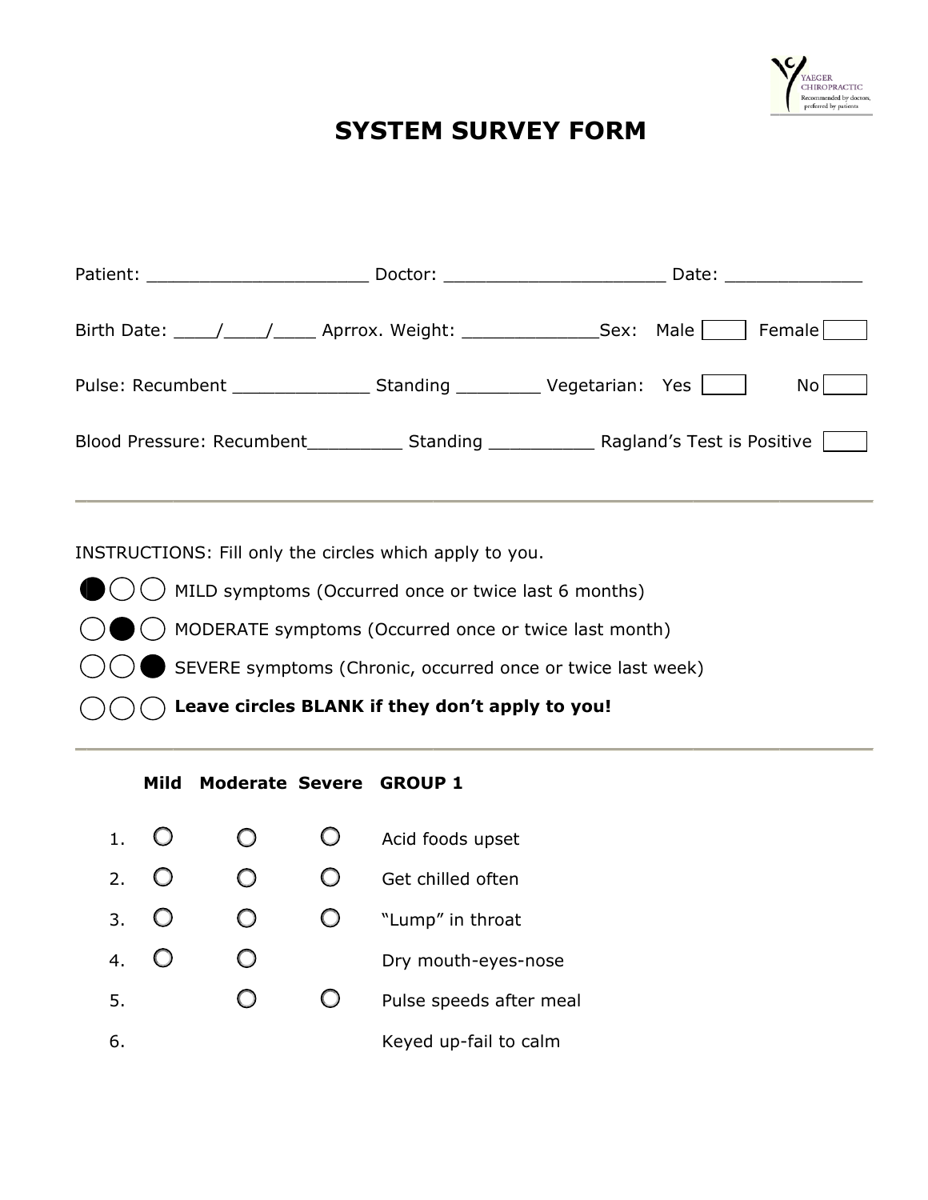# SYSTEM SURVEY FORM

Patient: ____________________ Doctor: ____________________ Date: ____________

Birth Date: ____/____/____ Aprrox. Weight: ____________ Sex: Male [ ] Female [ ]

Pulse: Recumbent ____________ Standing ________ Vegetarian: Yes [ ] No [ ]

Blood Pressure: Recumbent_________ Standing __________ Ragland's Test is Positive [ ]

---

INSTRUCTIONS: Fill only the circles which apply to you.

●○○ MILD symptoms (Occurred once or twice last 6 months)

○●○ MODERATE symptoms (Occurred once or twice last month)

○○● SEVERE symptoms (Chronic, occurred once or twice last week)

○○○ **Leave circles BLANK if they don't apply to you!**

---

| | Mild | Moderate | Severe | GROUP 1 |
|---|---|---|---|---|
| 1. | ○ | ○ | ○ | Acid foods upset |
| 2. | ○ | ○ | ○ | Get chilled often |
| 3. | ○ | ○ | ○ | "Lump" in throat |
| 4. | ○ | ○ | | Dry mouth-eyes-nose |
| 5. | | ○ | ○ | Pulse speeds after meal |
| 6. | | | | Keyed up-fail to calm |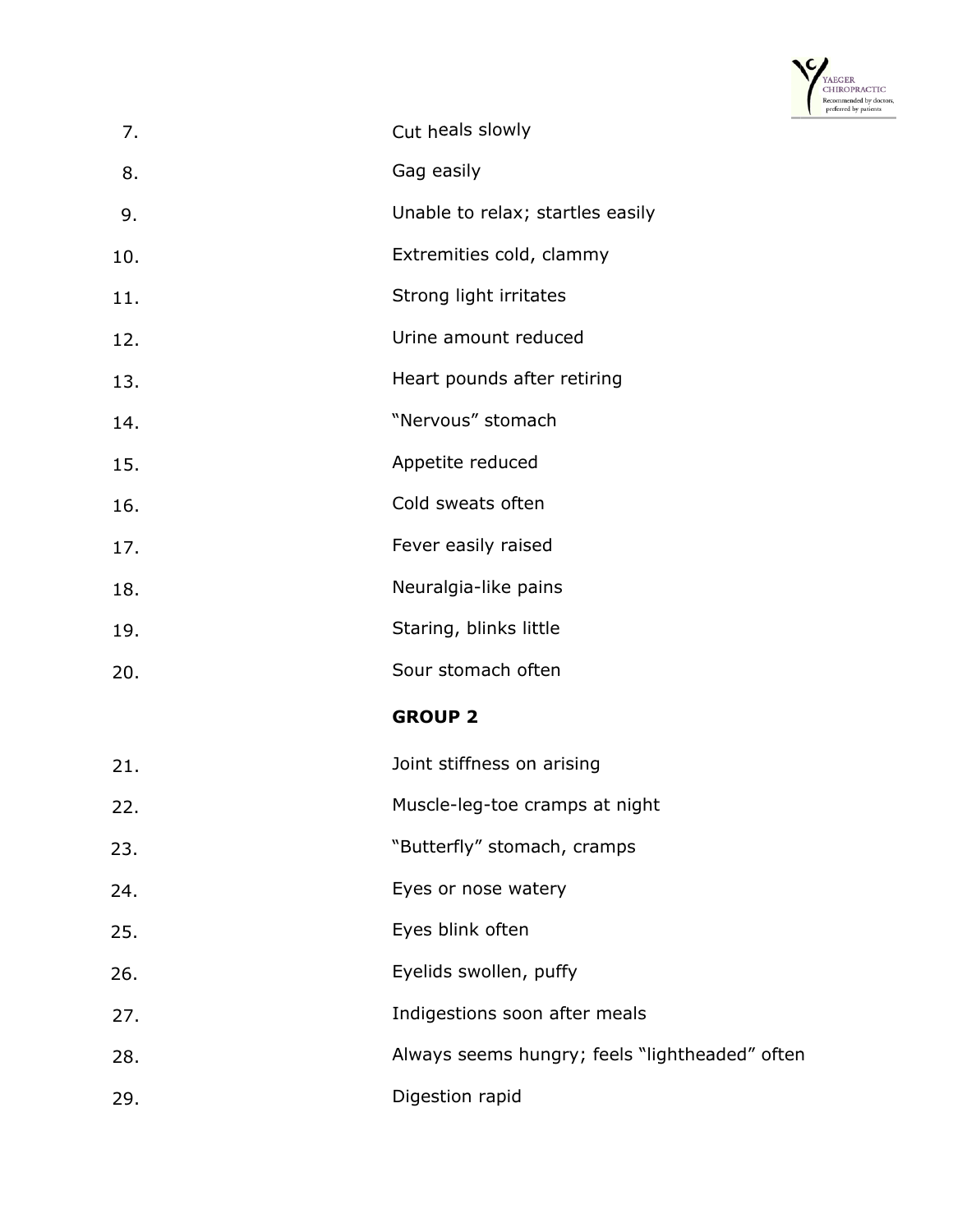7. Cut heals slowly
8. Gag easily
9. Unable to relax; startles easily
10. Extremities cold, clammy
11. Strong light irritates
12. Urine amount reduced
13. Heart pounds after retiring
14. “Nervous” stomach
15. Appetite reduced
16. Cold sweats often
17. Fever easily raised
18. Neuralgia-like pains
19. Staring, blinks little
20. Sour stomach often

**GROUP 2**

21. Joint stiffness on arising
22. Muscle-leg-toe cramps at night
23. “Butterfly” stomach, cramps
24. Eyes or nose watery
25. Eyes blink often
26. Eyelids swollen, puffy
27. Indigestions soon after meals
28. Always seems hungry; feels “lightheaded” often
29. Digestion rapid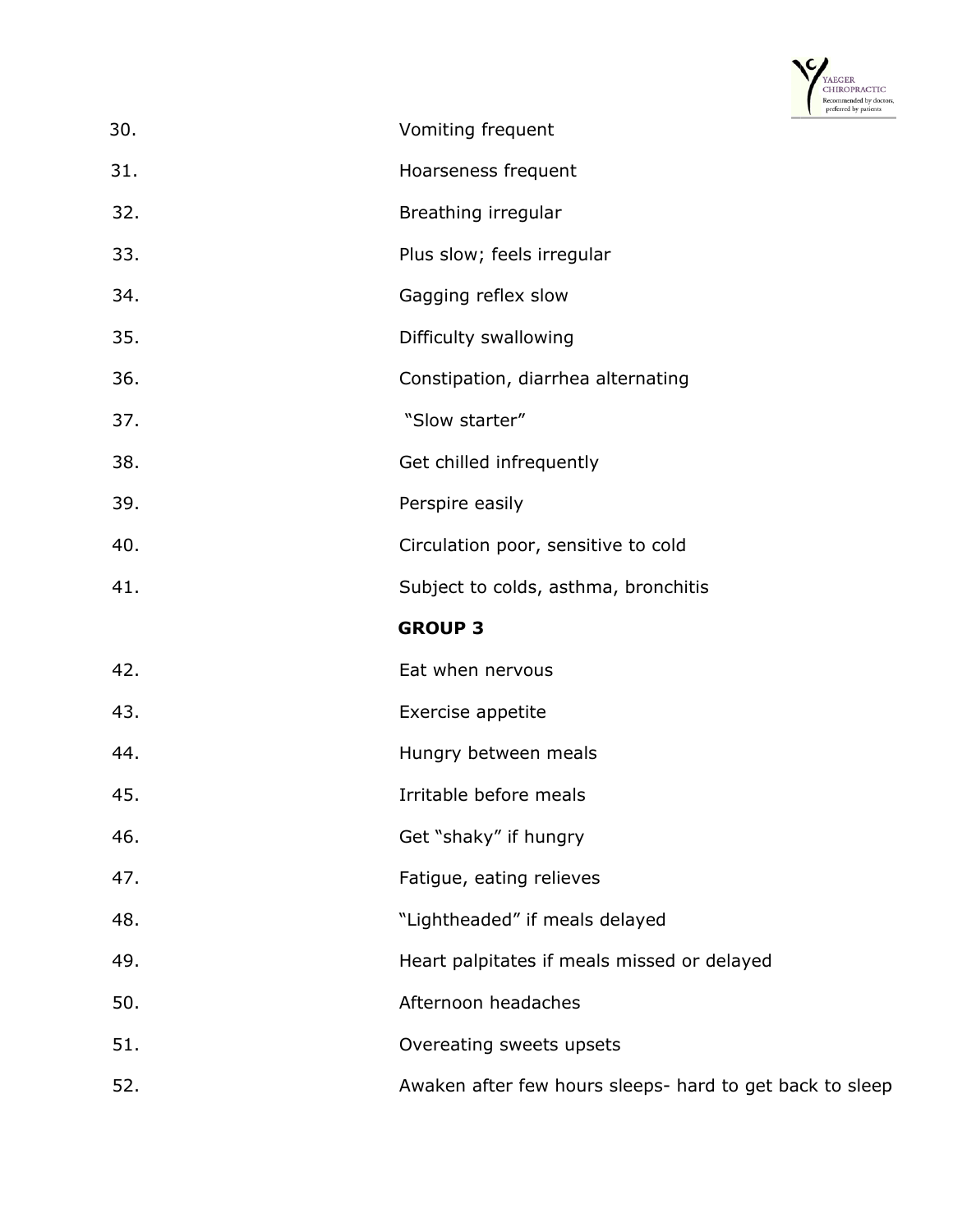30. Vomiting frequent
31. Hoarseness frequent
32. Breathing irregular
33. Plus slow; feels irregular
34. Gagging reflex slow
35. Difficulty swallowing
36. Constipation, diarrhea alternating
37. "Slow starter"
38. Get chilled infrequently
39. Perspire easily
40. Circulation poor, sensitive to cold
41. Subject to colds, asthma, bronchitis

**GROUP 3**

42. Eat when nervous
43. Exercise appetite
44. Hungry between meals
45. Irritable before meals
46. Get "shaky" if hungry
47. Fatigue, eating relieves
48. "Lightheaded" if meals delayed
49. Heart palpitates if meals missed or delayed
50. Afternoon headaches
51. Overeating sweets upsets
52. Awaken after few hours sleeps- hard to get back to sleep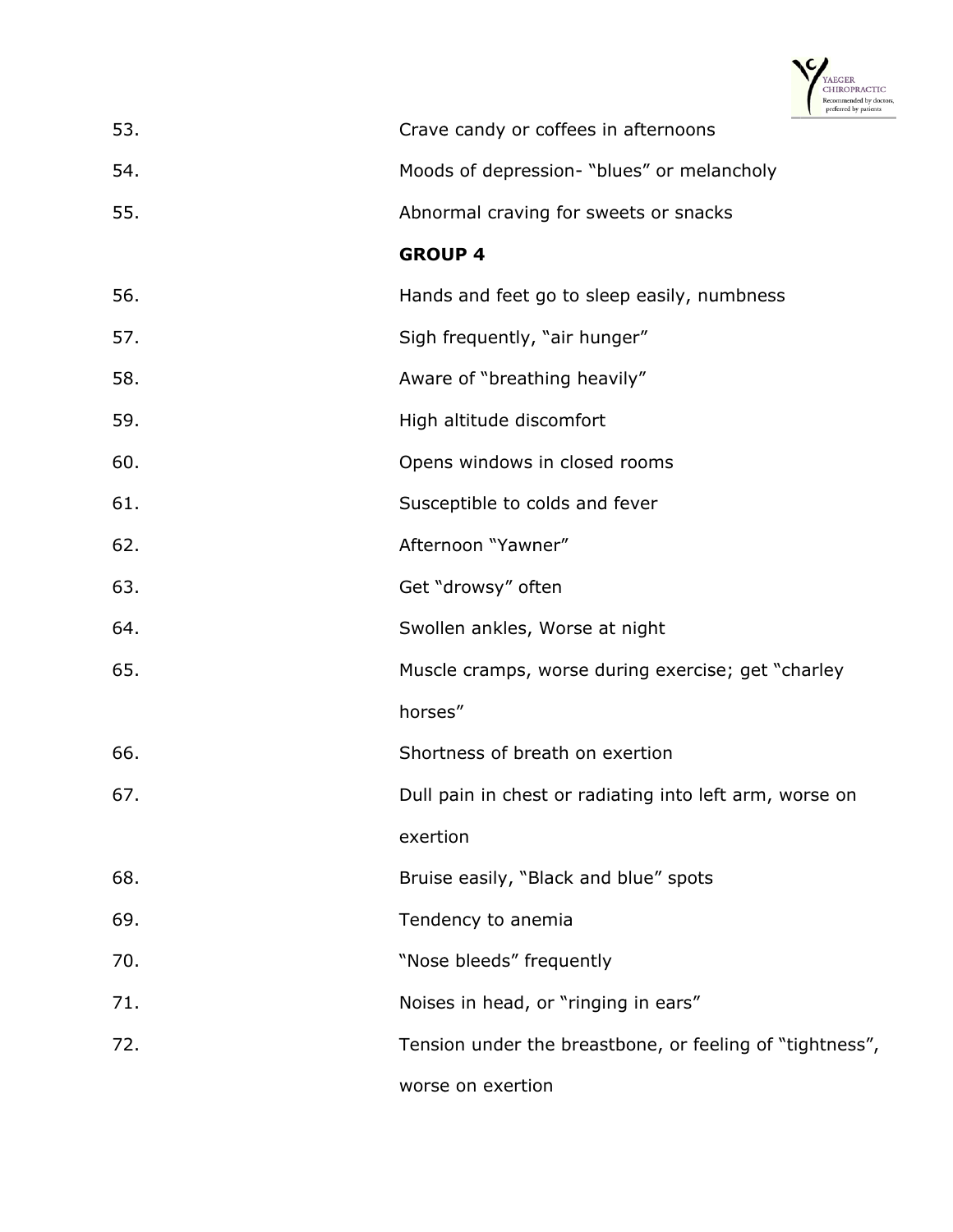53. Crave candy or coffees in afternoons

54. Moods of depression- "blues" or melancholy

55. Abnormal craving for sweets or snacks

**GROUP 4**

56. Hands and feet go to sleep easily, numbness

57. Sigh frequently, "air hunger"

58. Aware of "breathing heavily"

59. High altitude discomfort

60. Opens windows in closed rooms

61. Susceptible to colds and fever

62. Afternoon "Yawner"

63. Get "drowsy" often

64. Swollen ankles, Worse at night

65. Muscle cramps, worse during exercise; get "charley horses"

66. Shortness of breath on exertion

67. Dull pain in chest or radiating into left arm, worse on exertion

68. Bruise easily, "Black and blue" spots

69. Tendency to anemia

70. "Nose bleeds" frequently

71. Noises in head, or "ringing in ears"

72. Tension under the breastbone, or feeling of "tightness", worse on exertion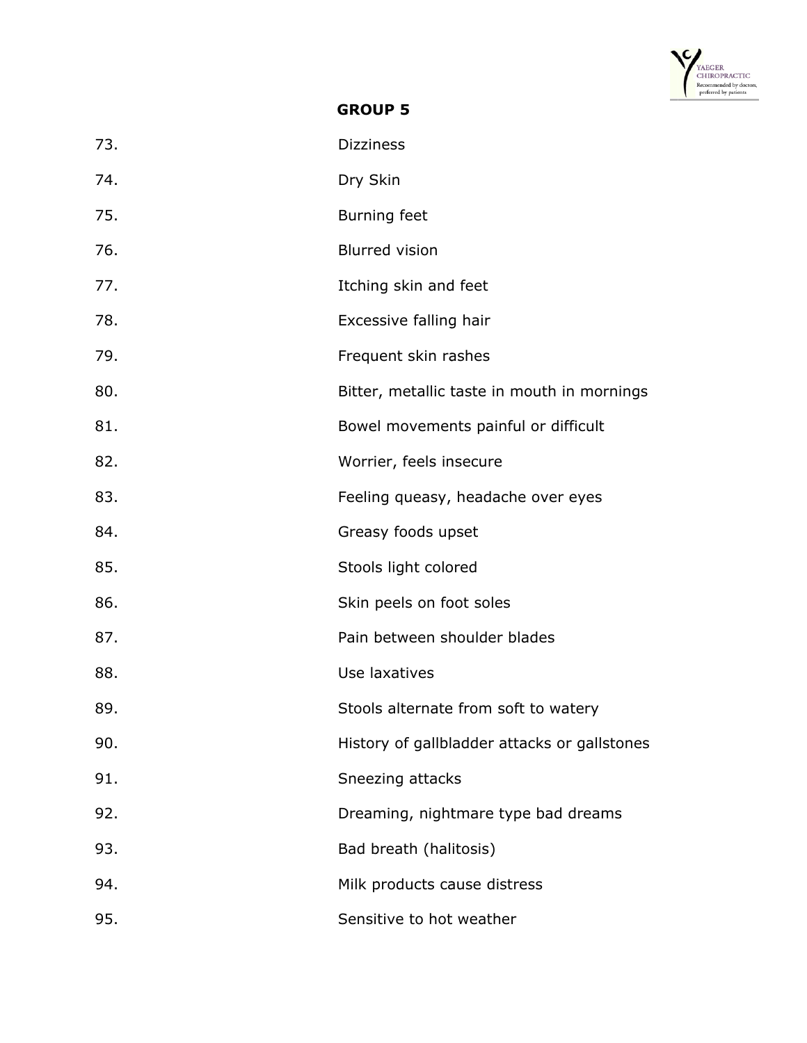## GROUP 5

73. Dizziness
74. Dry Skin
75. Burning feet
76. Blurred vision
77. Itching skin and feet
78. Excessive falling hair
79. Frequent skin rashes
80. Bitter, metallic taste in mouth in mornings
81. Bowel movements painful or difficult
82. Worrier, feels insecure
83. Feeling queasy, headache over eyes
84. Greasy foods upset
85. Stools light colored
86. Skin peels on foot soles
87. Pain between shoulder blades
88. Use laxatives
89. Stools alternate from soft to watery
90. History of gallbladder attacks or gallstones
91. Sneezing attacks
92. Dreaming, nightmare type bad dreams
93. Bad breath (halitosis)
94. Milk products cause distress
95. Sensitive to hot weather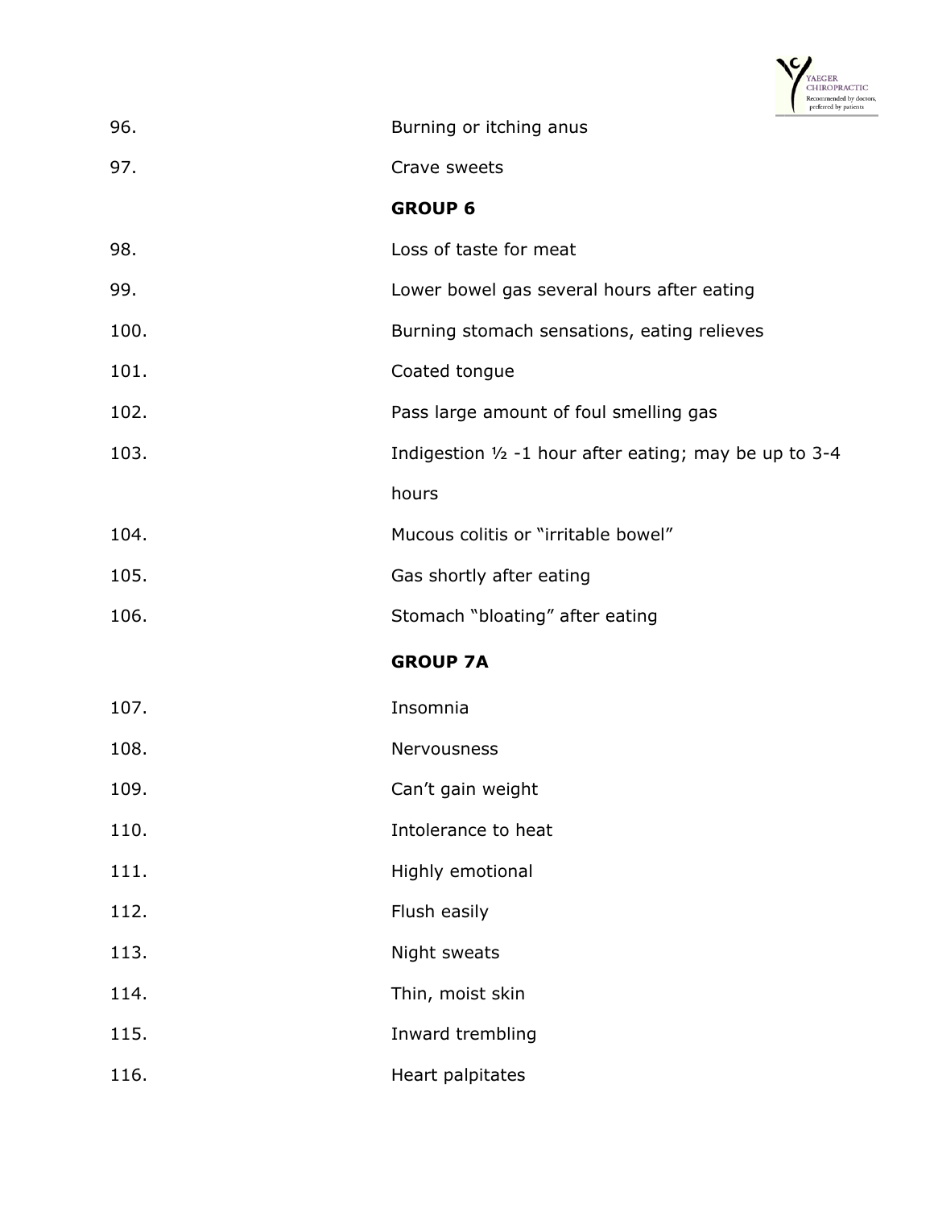96. Burning or itching anus

97. Crave sweets

**GROUP 6**

98. Loss of taste for meat

99. Lower bowel gas several hours after eating

100. Burning stomach sensations, eating relieves

101. Coated tongue

102. Pass large amount of foul smelling gas

103. Indigestion ½ -1 hour after eating; may be up to 3-4 hours

104. Mucous colitis or "irritable bowel"

105. Gas shortly after eating

106. Stomach "bloating" after eating

**GROUP 7A**

107. Insomnia

108. Nervousness

109. Can't gain weight

110. Intolerance to heat

111. Highly emotional

112. Flush easily

113. Night sweats

114. Thin, moist skin

115. Inward trembling

116. Heart palpitates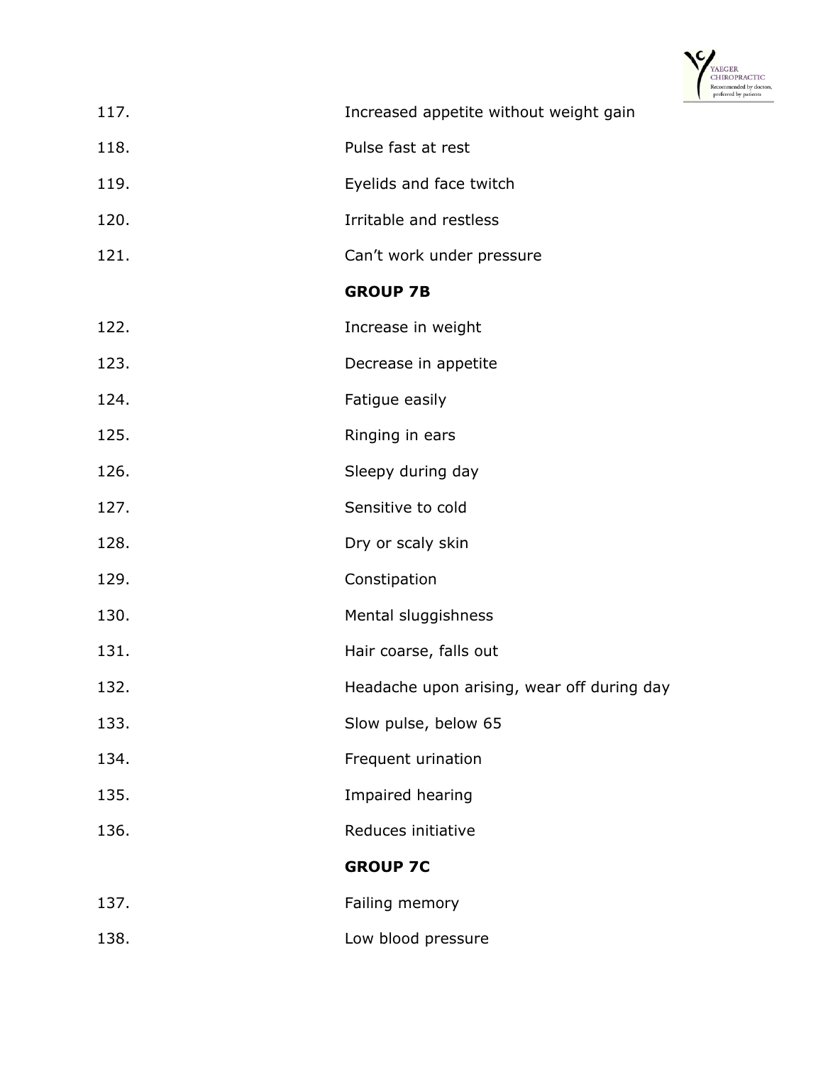117. Increased appetite without weight gain

118. Pulse fast at rest

119. Eyelids and face twitch

120. Irritable and restless

121. Can't work under pressure

**GROUP 7B**

122. Increase in weight

123. Decrease in appetite

124. Fatigue easily

125. Ringing in ears

126. Sleepy during day

127. Sensitive to cold

128. Dry or scaly skin

129. Constipation

130. Mental sluggishness

131. Hair coarse, falls out

132. Headache upon arising, wear off during day

133. Slow pulse, below 65

134. Frequent urination

135. Impaired hearing

136. Reduces initiative

**GROUP 7C**

137. Failing memory

138. Low blood pressure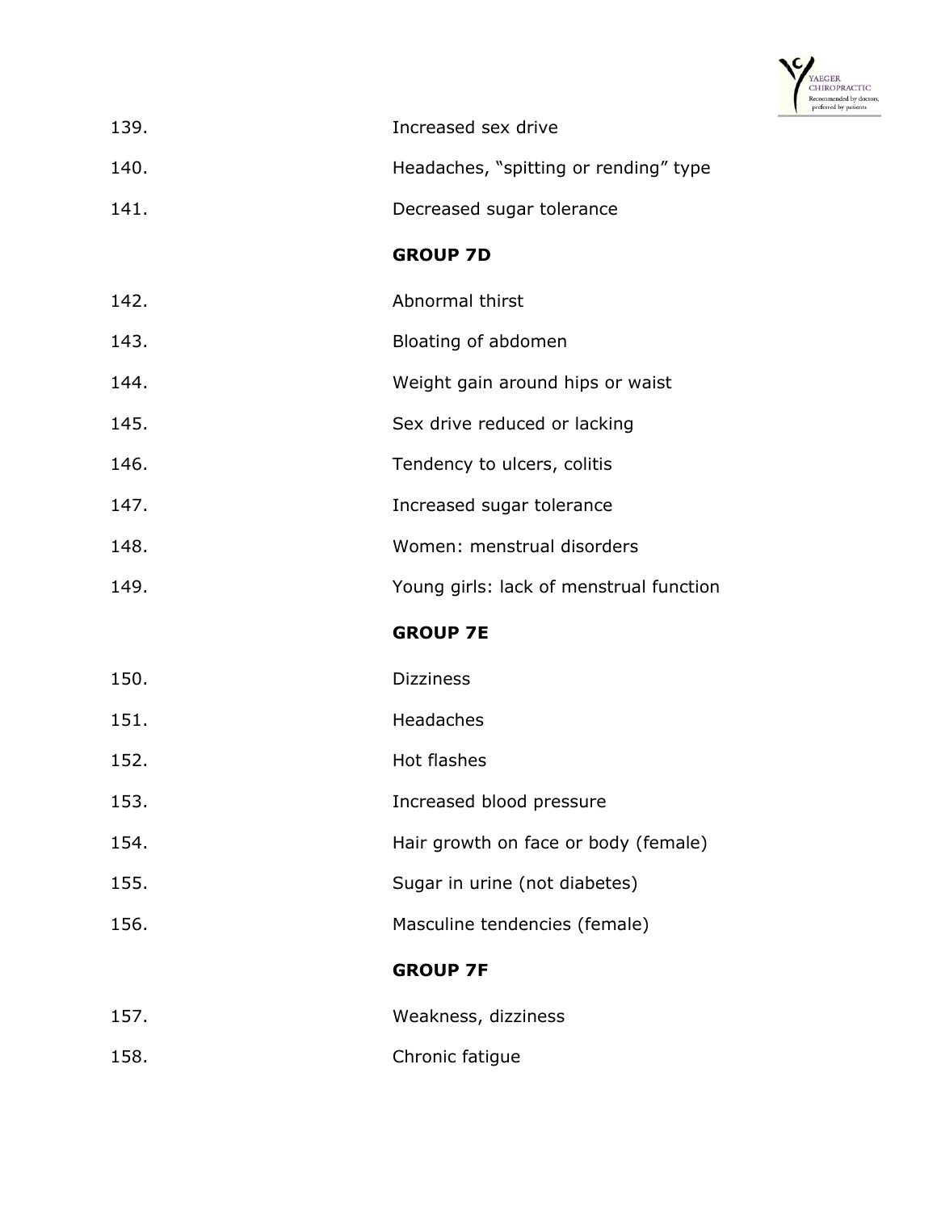139. Increased sex drive

140. Headaches, "spitting or rending" type

141. Decreased sugar tolerance

**GROUP 7D**

142. Abnormal thirst

143. Bloating of abdomen

144. Weight gain around hips or waist

145. Sex drive reduced or lacking

146. Tendency to ulcers, colitis

147. Increased sugar tolerance

148. Women: menstrual disorders

149. Young girls: lack of menstrual function

**GROUP 7E**

150. Dizziness

151. Headaches

152. Hot flashes

153. Increased blood pressure

154. Hair growth on face or body (female)

155. Sugar in urine (not diabetes)

156. Masculine tendencies (female)

**GROUP 7F**

157. Weakness, dizziness

158. Chronic fatigue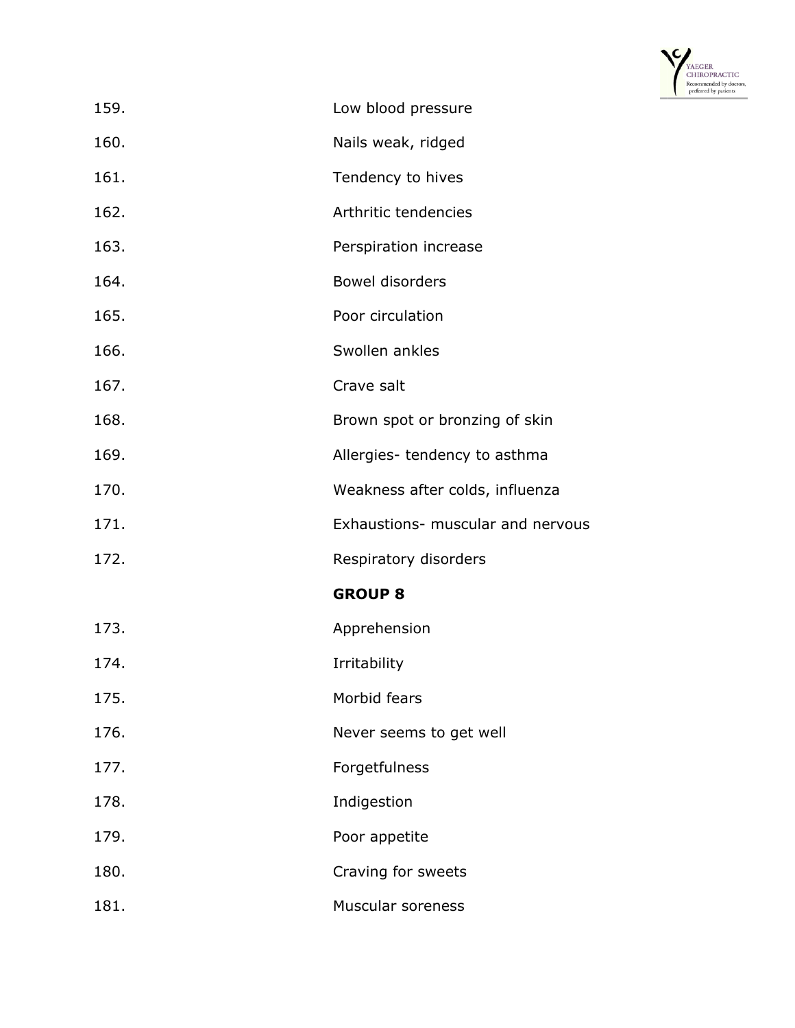159. Low blood pressure

160. Nails weak, ridged

161. Tendency to hives

162. Arthritic tendencies

163. Perspiration increase

164. Bowel disorders

165. Poor circulation

166. Swollen ankles

167. Crave salt

168. Brown spot or bronzing of skin

169. Allergies- tendency to asthma

170. Weakness after colds, influenza

171. Exhaustions- muscular and nervous

172. Respiratory disorders

**GROUP 8**

173. Apprehension

174. Irritability

175. Morbid fears

176. Never seems to get well

177. Forgetfulness

178. Indigestion

179. Poor appetite

180. Craving for sweets

181. Muscular soreness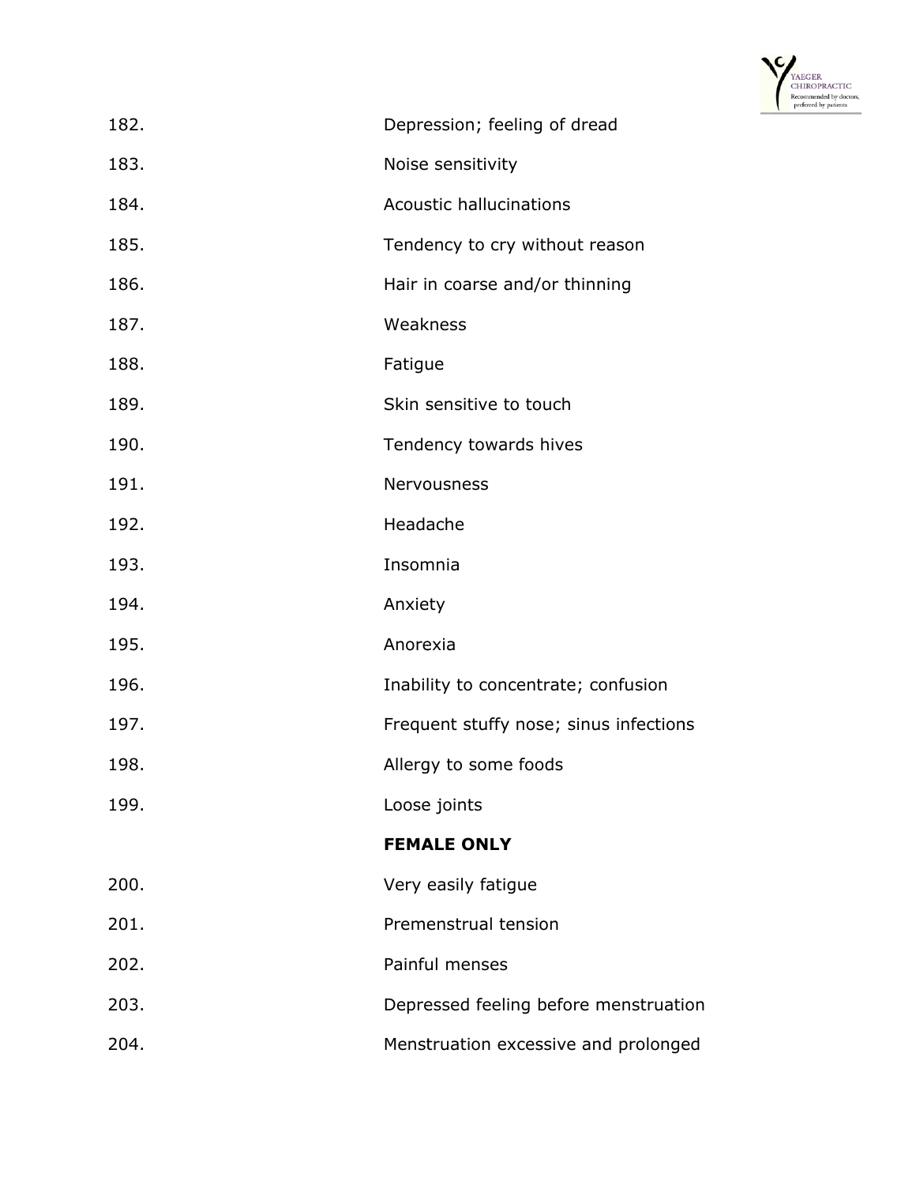182. Depression; feeling of dread
183. Noise sensitivity
184. Acoustic hallucinations
185. Tendency to cry without reason
186. Hair in coarse and/or thinning
187. Weakness
188. Fatigue
189. Skin sensitive to touch
190. Tendency towards hives
191. Nervousness
192. Headache
193. Insomnia
194. Anxiety
195. Anorexia
196. Inability to concentrate; confusion
197. Frequent stuffy nose; sinus infections
198. Allergy to some foods
199. Loose joints

**FEMALE ONLY**

200. Very easily fatigue
201. Premenstrual tension
202. Painful menses
203. Depressed feeling before menstruation
204. Menstruation excessive and prolonged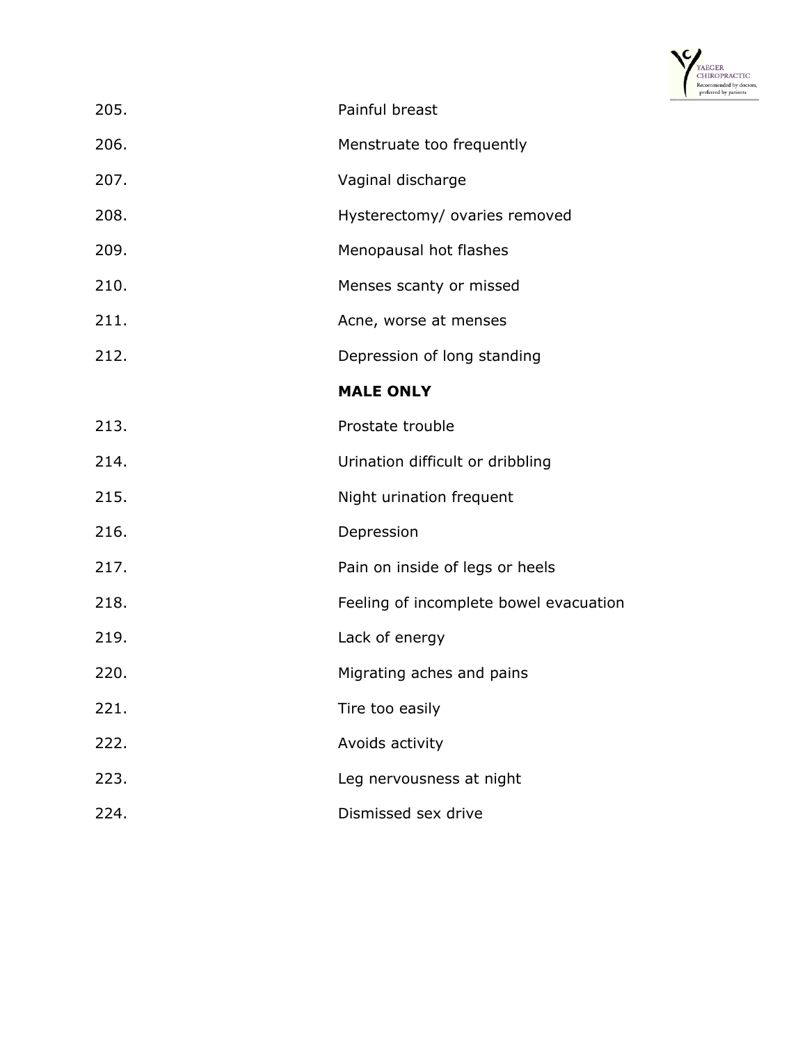| | |
|---|---|
| 205. | Painful breast |
| 206. | Menstruate too frequently |
| 207. | Vaginal discharge |
| 208. | Hysterectomy/ ovaries removed |
| 209. | Menopausal hot flashes |
| 210. | Menses scanty or missed |
| 211. | Acne, worse at menses |
| 212. | Depression of long standing |
| | **MALE ONLY** |
| 213. | Prostate trouble |
| 214. | Urination difficult or dribbling |
| 215. | Night urination frequent |
| 216. | Depression |
| 217. | Pain on inside of legs or heels |
| 218. | Feeling of incomplete bowel evacuation |
| 219. | Lack of energy |
| 220. | Migrating aches and pains |
| 221. | Tire too easily |
| 222. | Avoids activity |
| 223. | Leg nervousness at night |
| 224. | Dismissed sex drive |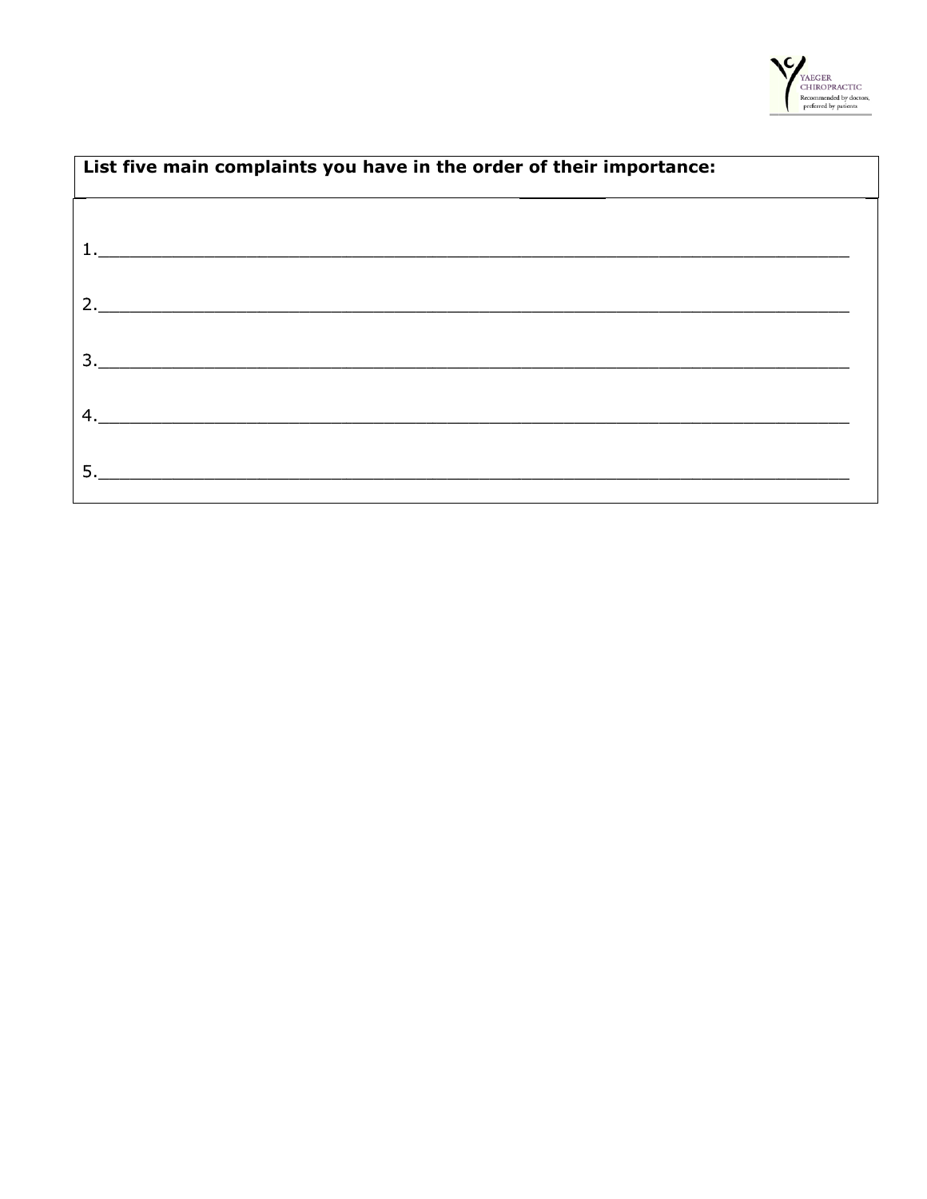**List five main complaints you have in the order of their importance:**

1.______________________________________________________________________

2.______________________________________________________________________

3.______________________________________________________________________

4.______________________________________________________________________

5.______________________________________________________________________